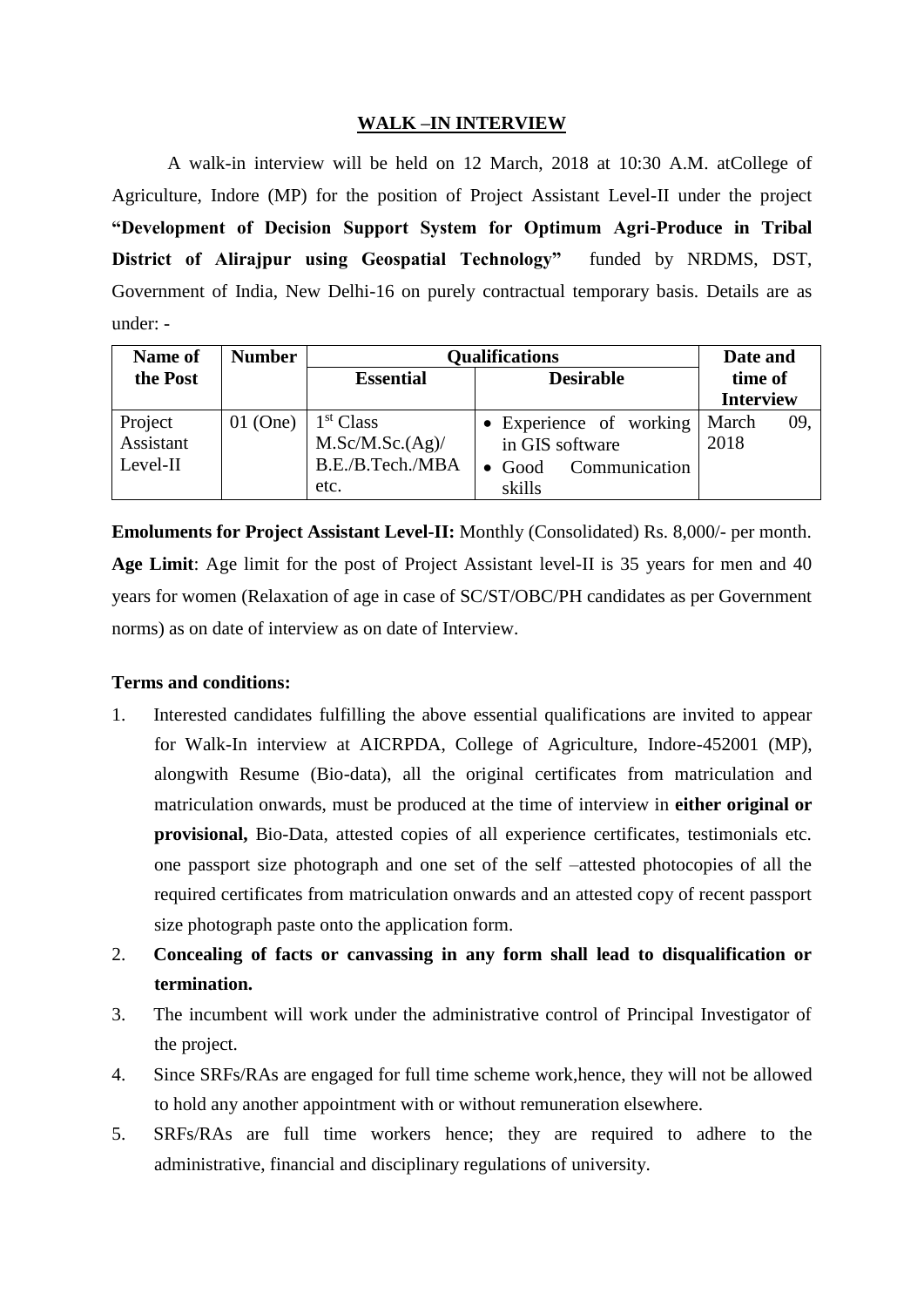## WALK –IN INTERVIEW

A walk-in interview will be held on 12 March, 2018 at 10:30 A.M. atCollege of Agriculture, Indore (MP) for the position of Project Assistant Level-II under the project **"Development of Decision Support System for Optimum Agri-Produce in Tribal District of Alirajpur using Geospatial Technology"** funded by NRDMS, DST, Government of India, New Delhi-16 on purely contractual temporary basis. Details are as under: -

| Name of the Post | Number | Qualifications | | Date and time of Interview |
|---|---|---|---|---|
| | | Essential | Desirable | |
| Project Assistant Level-II | 01 (One) | 1st Class M.Sc/M.Sc.(Ag)/ B.E./B.Tech./MBA etc. | • Experience of working in GIS software<br>• Good Communication skills | March 09, 2018 |

**Emoluments for Project Assistant Level-II:** Monthly (Consolidated) Rs. 8,000/- per month.

**Age Limit**: Age limit for the post of Project Assistant level-II is 35 years for men and 40 years for women (Relaxation of age in case of SC/ST/OBC/PH candidates as per Government norms) as on date of interview as on date of Interview.

**Terms and conditions:**

1. Interested candidates fulfilling the above essential qualifications are invited to appear for Walk-In interview at AICRPDA, College of Agriculture, Indore-452001 (MP), alongwith Resume (Bio-data), all the original certificates from matriculation and matriculation onwards, must be produced at the time of interview in **either original or provisional,** Bio-Data, attested copies of all experience certificates, testimonials etc. one passport size photograph and one set of the self –attested photocopies of all the required certificates from matriculation onwards and an attested copy of recent passport size photograph paste onto the application form.
2. **Concealing of facts or canvassing in any form shall lead to disqualification or termination.**
3. The incumbent will work under the administrative control of Principal Investigator of the project.
4. Since SRFs/RAs are engaged for full time scheme work,hence, they will not be allowed to hold any another appointment with or without remuneration elsewhere.
5. SRFs/RAs are full time workers hence; they are required to adhere to the administrative, financial and disciplinary regulations of university.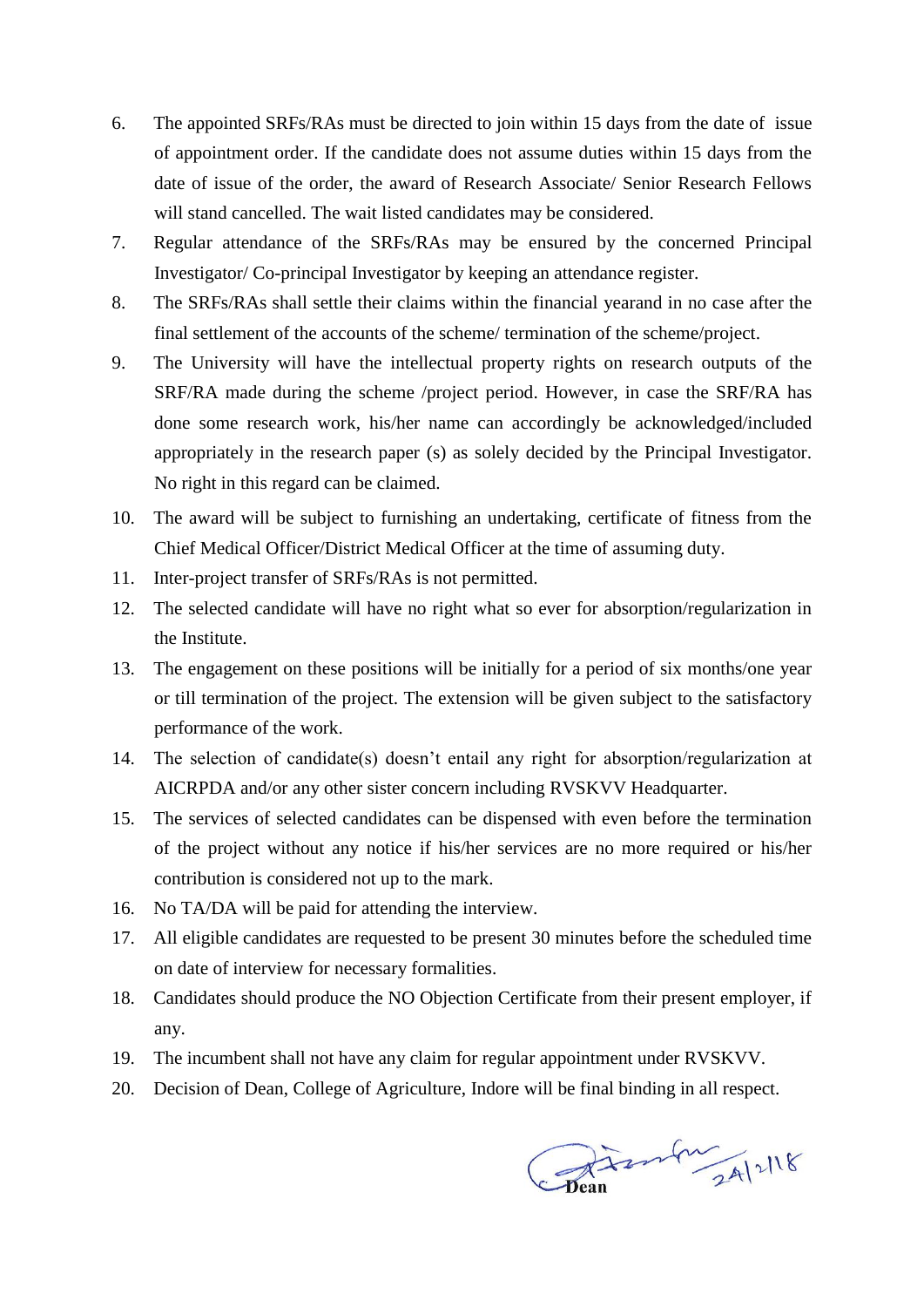6. The appointed SRFs/RAs must be directed to join within 15 days from the date of issue of appointment order. If the candidate does not assume duties within 15 days from the date of issue of the order, the award of Research Associate/ Senior Research Fellows will stand cancelled. The wait listed candidates may be considered.
7. Regular attendance of the SRFs/RAs may be ensured by the concerned Principal Investigator/ Co-principal Investigator by keeping an attendance register.
8. The SRFs/RAs shall settle their claims within the financial yearand in no case after the final settlement of the accounts of the scheme/ termination of the scheme/project.
9. The University will have the intellectual property rights on research outputs of the SRF/RA made during the scheme /project period. However, in case the SRF/RA has done some research work, his/her name can accordingly be acknowledged/included appropriately in the research paper (s) as solely decided by the Principal Investigator. No right in this regard can be claimed.
10. The award will be subject to furnishing an undertaking, certificate of fitness from the Chief Medical Officer/District Medical Officer at the time of assuming duty.
11. Inter-project transfer of SRFs/RAs is not permitted.
12. The selected candidate will have no right what so ever for absorption/regularization in the Institute.
13. The engagement on these positions will be initially for a period of six months/one year or till termination of the project. The extension will be given subject to the satisfactory performance of the work.
14. The selection of candidate(s) doesn't entail any right for absorption/regularization at AICRPDA and/or any other sister concern including RVSKVV Headquarter.
15. The services of selected candidates can be dispensed with even before the termination of the project without any notice if his/her services are no more required or his/her contribution is considered not up to the mark.
16. No TA/DA will be paid for attending the interview.
17. All eligible candidates are requested to be present 30 minutes before the scheduled time on date of interview for necessary formalities.
18. Candidates should produce the NO Objection Certificate from their present employer, if any.
19. The incumbent shall not have any claim for regular appointment under RVSKVV.
20. Decision of Dean, College of Agriculture, Indore will be final binding in all respect.

Dean
24/2/18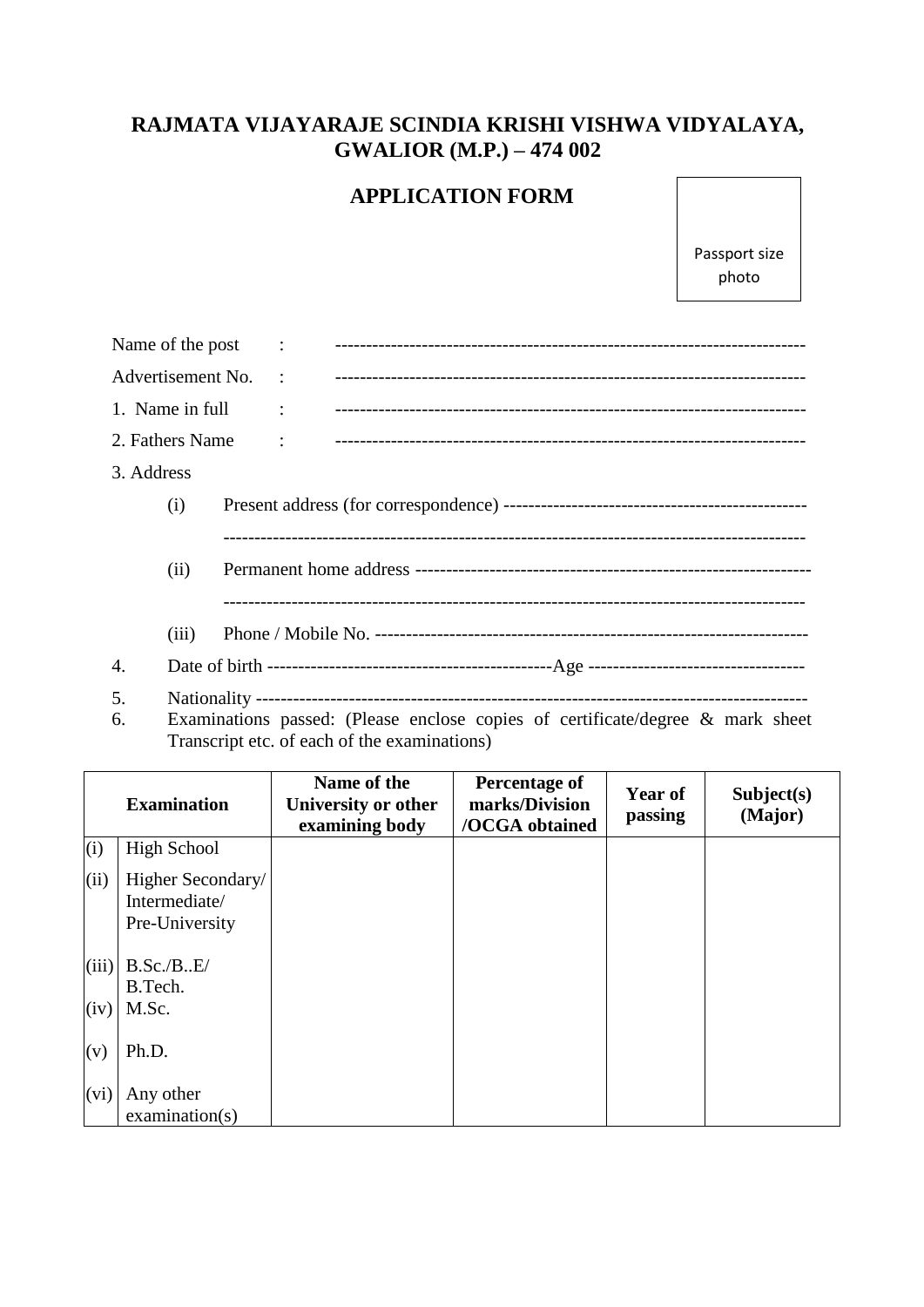# RAJMATA VIJAYARAJE SCINDIA KRISHI VISHWA VIDYALAYA, GWALIOR (M.P.) – 474 002

## APPLICATION FORM

Passport size photo

Name of the post : ---------------------------------------------------------------------------

Advertisement No. : ---------------------------------------------------------------------------

1. Name in full : ---------------------------------------------------------------------------

2. Fathers Name : ---------------------------------------------------------------------------

3. Address

   (i) Present address (for correspondence) -------------------------------------------------

   ------------------------------------------------------------------------------------------

   (ii) Permanent home address ----------------------------------------------------------------

   ------------------------------------------------------------------------------------------

   (iii) Phone / Mobile No. ---------------------------------------------------------------------

4. Date of birth -----------------------------------------------Age -----------------------------------

5. Nationality -------------------------------------------------------------------------------------

6. Examinations passed: (Please enclose copies of certificate/degree & mark sheet Transcript etc. of each of the examinations)

| | Examination | Name of the University or other examining body | Percentage of marks/Division /OCGA obtained | Year of passing | Subject(s) (Major) |
|---|---|---|---|---|---|
| (i) | High School | | | | |
| (ii) | Higher Secondary/ Intermediate/ Pre-University | | | | |
| (iii) | B.Sc./B..E/ B.Tech. | | | | |
| (iv) | M.Sc. | | | | |
| (v) | Ph.D. | | | | |
| (vi) | Any other examination(s) | | | | |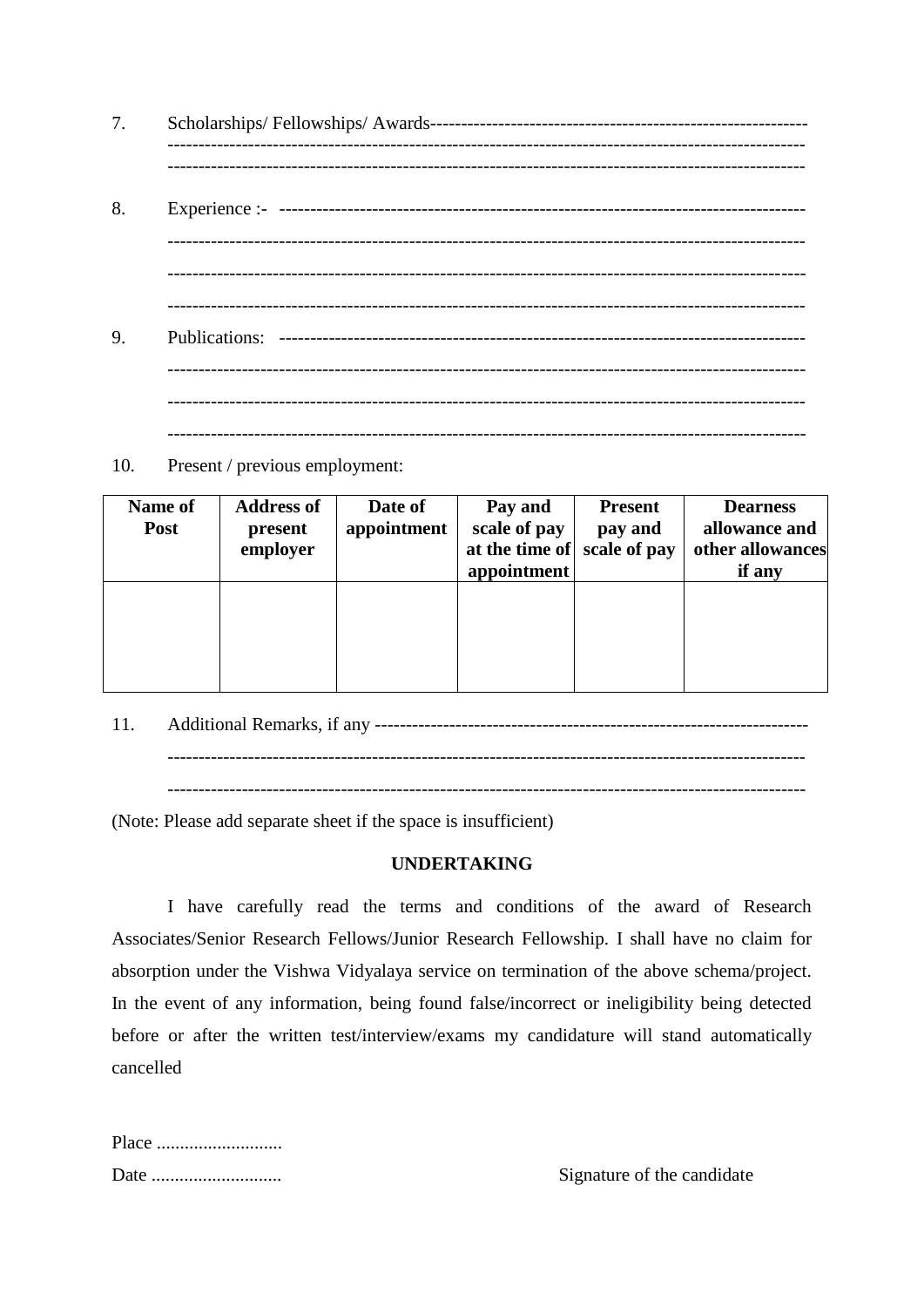7. Scholarships/ Fellowships/ Awards------------------------------------------------------------
------------------------------------------------------------------------------------------------------
------------------------------------------------------------------------------------------------------

8. Experience :- ---------------------------------------------------------------------------------
------------------------------------------------------------------------------------------------------
------------------------------------------------------------------------------------------------------
------------------------------------------------------------------------------------------------------

9. Publications: --------------------------------------------------------------------------------
------------------------------------------------------------------------------------------------------
------------------------------------------------------------------------------------------------------
------------------------------------------------------------------------------------------------------

10. Present / previous employment:

| Name of Post | Address of present employer | Date of appointment | Pay and scale of pay at the time of appointment | Present pay and scale of pay | Dearness allowance and other allowances if any |
|---|---|---|---|---|---|
| | | | | | |

11. Additional Remarks, if any ---------------------------------------------------------------------
------------------------------------------------------------------------------------------------------
------------------------------------------------------------------------------------------------------

(Note: Please add separate sheet if the space is insufficient)

**UNDERTAKING**

I have carefully read the terms and conditions of the award of Research Associates/Senior Research Fellows/Junior Research Fellowship. I shall have no claim for absorption under the Vishwa Vidyalaya service on termination of the above schema/project. In the event of any information, being found false/incorrect or ineligibility being detected before or after the written test/interview/exams my candidature will stand automatically cancelled

Place ...........................

Date ............................

Signature of the candidate